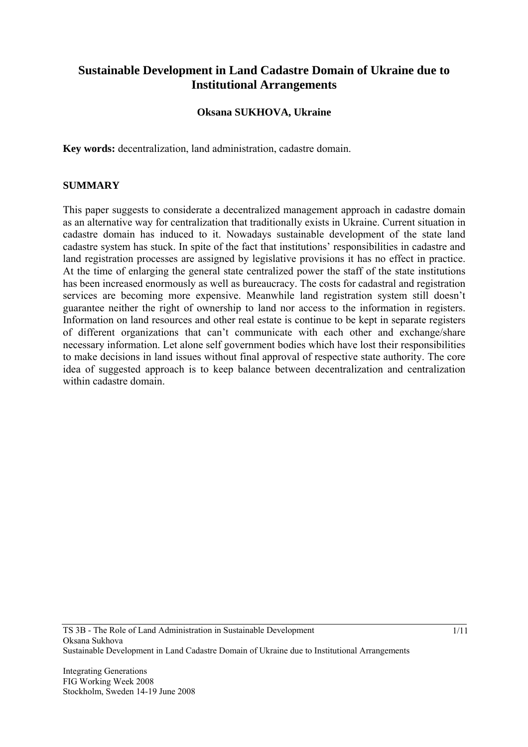# Sustainable Development in Land Cadastre Domain of Ukraine due to Institutional Arrangements

**Oksana SUKHOVA, Ukraine**

**Key words:** decentralization, land administration, cadastre domain.

## SUMMARY

This paper suggests to considerate a decentralized management approach in cadastre domain as an alternative way for centralization that traditionally exists in Ukraine. Current situation in cadastre domain has induced to it. Nowadays sustainable development of the state land cadastre system has stuck. In spite of the fact that institutions' responsibilities in cadastre and land registration processes are assigned by legislative provisions it has no effect in practice. At the time of enlarging the general state centralized power the staff of the state institutions has been increased enormously as well as bureaucracy. The costs for cadastral and registration services are becoming more expensive. Meanwhile land registration system still doesn't guarantee neither the right of ownership to land nor access to the information in registers. Information on land resources and other real estate is continue to be kept in separate registers of different organizations that can't communicate with each other and exchange/share necessary information. Let alone self government bodies which have lost their responsibilities to make decisions in land issues without final approval of respective state authority. The core idea of suggested approach is to keep balance between decentralization and centralization within cadastre domain.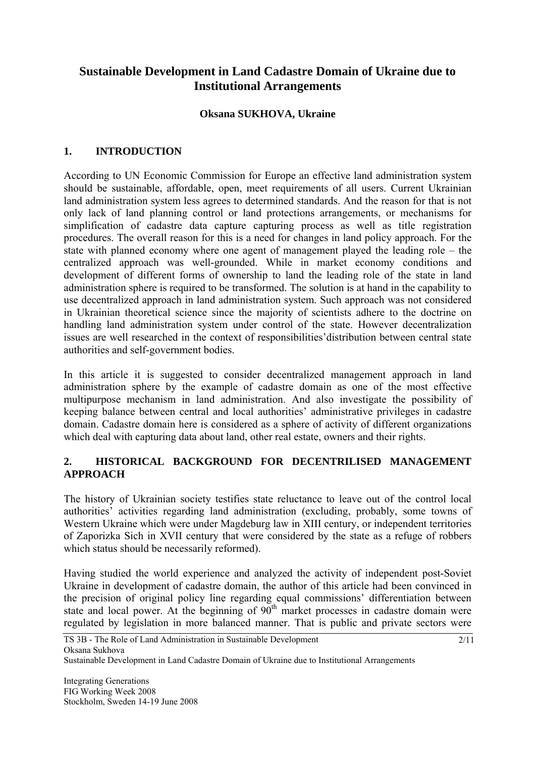# Sustainable Development in Land Cadastre Domain of Ukraine due to Institutional Arrangements

**Oksana SUKHOVA, Ukraine**

## 1. INTRODUCTION

According to UN Economic Commission for Europe an effective land administration system should be sustainable, affordable, open, meet requirements of all users. Current Ukrainian land administration system less agrees to determined standards. And the reason for that is not only lack of land planning control or land protections arrangements, or mechanisms for simplification of cadastre data capture capturing process as well as title registration procedures. The overall reason for this is a need for changes in land policy approach. For the state with planned economy where one agent of management played the leading role – the centralized approach was well-grounded. While in market economy conditions and development of different forms of ownership to land the leading role of the state in land administration sphere is required to be transformed. The solution is at hand in the capability to use decentralized approach in land administration system. Such approach was not considered in Ukrainian theoretical science since the majority of scientists adhere to the doctrine on handling land administration system under control of the state. However decentralization issues are well researched in the context of responsibilities'distribution between central state authorities and self-government bodies.

In this article it is suggested to consider decentralized management approach in land administration sphere by the example of cadastre domain as one of the most effective multipurpose mechanism in land administration. And also investigate the possibility of keeping balance between central and local authorities' administrative privileges in cadastre domain. Cadastre domain here is considered as a sphere of activity of different organizations which deal with capturing data about land, other real estate, owners and their rights.

## 2. HISTORICAL BACKGROUND FOR DECENTRILISED MANAGEMENT APPROACH

The history of Ukrainian society testifies state reluctance to leave out of the control local authorities' activities regarding land administration (excluding, probably, some towns of Western Ukraine which were under Magdeburg law in XIII century, or independent territories of Zaporizka Sich in XVII century that were considered by the state as a refuge of robbers which status should be necessarily reformed).

Having studied the world experience and analyzed the activity of independent post-Soviet Ukraine in development of cadastre domain, the author of this article had been convinced in the precision of original policy line regarding equal commissions' differentiation between state and local power. At the beginning of 90[th] market processes in cadastre domain were regulated by legislation in more balanced manner. That is public and private sectors were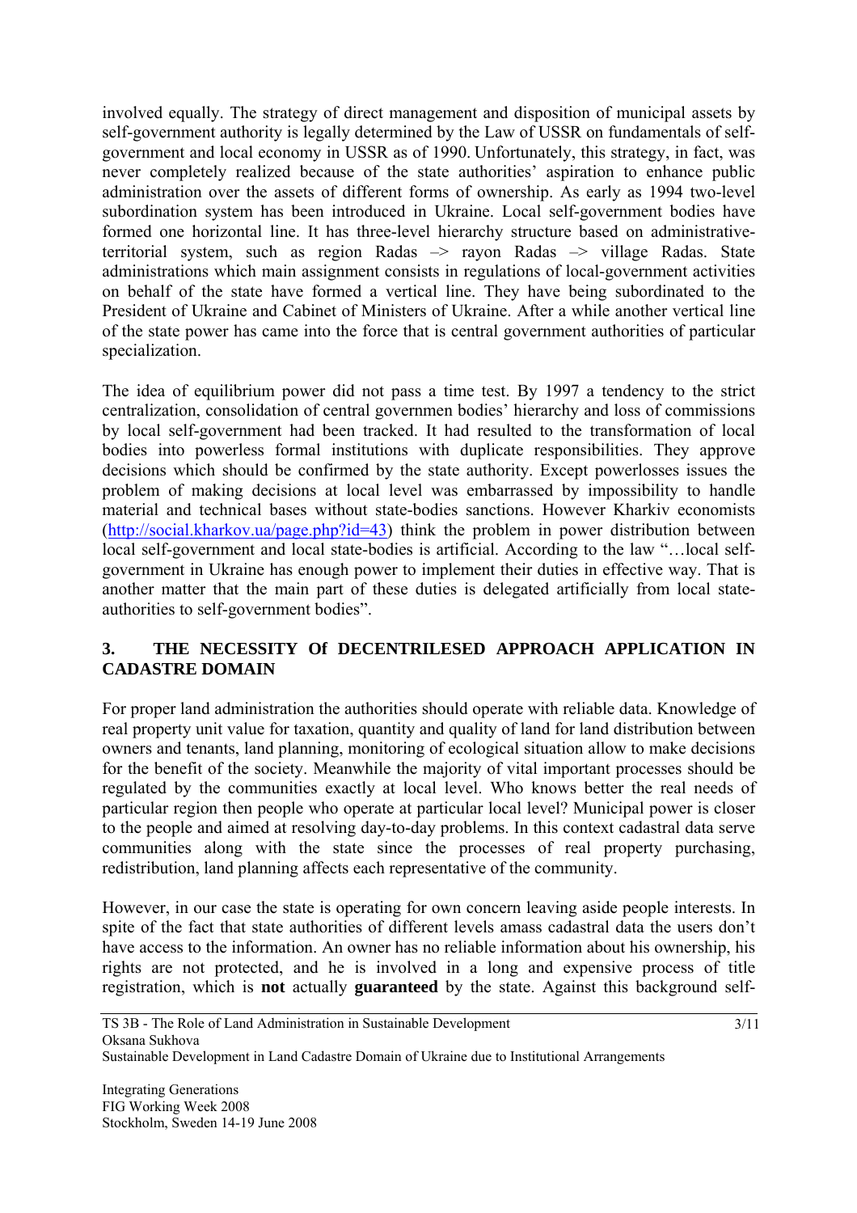involved equally. The strategy of direct management and disposition of municipal assets by self-government authority is legally determined by the Law of USSR on fundamentals of self-government and local economy in USSR as of 1990. Unfortunately, this strategy, in fact, was never completely realized because of the state authorities' aspiration to enhance public administration over the assets of different forms of ownership. As early as 1994 two-level subordination system has been introduced in Ukraine. Local self-government bodies have formed one horizontal line. It has three-level hierarchy structure based on administrative-territorial system, such as region Radas –> rayon Radas –> village Radas. State administrations which main assignment consists in regulations of local-government activities on behalf of the state have formed a vertical line. They have being subordinated to the President of Ukraine and Cabinet of Ministers of Ukraine. After a while another vertical line of the state power has came into the force that is central government authorities of particular specialization.

The idea of equilibrium power did not pass a time test. By 1997 a tendency to the strict centralization, consolidation of central governmen bodies' hierarchy and loss of commissions by local self-government had been tracked. It had resulted to the transformation of local bodies into powerless formal institutions with duplicate responsibilities. They approve decisions which should be confirmed by the state authority. Except powerlosses issues the problem of making decisions at local level was embarrassed by impossibility to handle material and technical bases without state-bodies sanctions. However Kharkiv economists (http://social.kharkov.ua/page.php?id=43) think the problem in power distribution between local self-government and local state-bodies is artificial. According to the law "…local self-government in Ukraine has enough power to implement their duties in effective way. That is another matter that the main part of these duties is delegated artificially from local state-authorities to self-government bodies".

## 3. THE NECESSITY Of DECENTRILESED APPROACH APPLICATION IN CADASTRE DOMAIN

For proper land administration the authorities should operate with reliable data. Knowledge of real property unit value for taxation, quantity and quality of land for land distribution between owners and tenants, land planning, monitoring of ecological situation allow to make decisions for the benefit of the society. Meanwhile the majority of vital important processes should be regulated by the communities exactly at local level. Who knows better the real needs of particular region then people who operate at particular local level? Municipal power is closer to the people and aimed at resolving day-to-day problems. In this context cadastral data serve communities along with the state since the processes of real property purchasing, redistribution, land planning affects each representative of the community.

However, in our case the state is operating for own concern leaving aside people interests. In spite of the fact that state authorities of different levels amass cadastral data the users don't have access to the information. An owner has no reliable information about his ownership, his rights are not protected, and he is involved in a long and expensive process of title registration, which is **not** actually **guaranteed** by the state. Against this background self-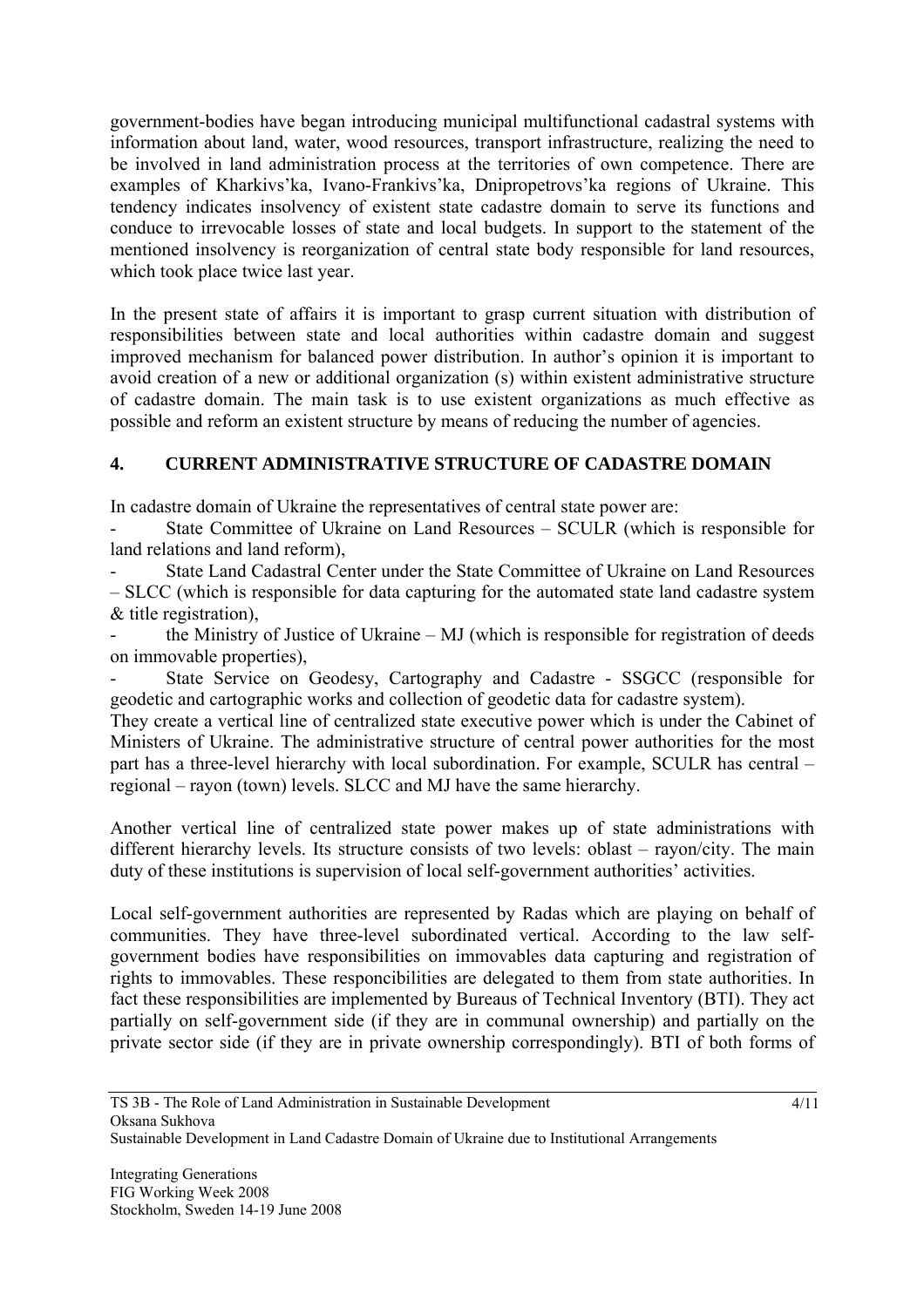government-bodies have began introducing municipal multifunctional cadastral systems with information about land, water, wood resources, transport infrastructure, realizing the need to be involved in land administration process at the territories of own competence. There are examples of Kharkivs'ka, Ivano-Frankivs'ka, Dnipropetrovs'ka regions of Ukraine. This tendency indicates insolvency of existent state cadastre domain to serve its functions and conduce to irrevocable losses of state and local budgets. In support to the statement of the mentioned insolvency is reorganization of central state body responsible for land resources, which took place twice last year.

In the present state of affairs it is important to grasp current situation with distribution of responsibilities between state and local authorities within cadastre domain and suggest improved mechanism for balanced power distribution. In author's opinion it is important to avoid creation of a new or additional organization (s) within existent administrative structure of cadastre domain. The main task is to use existent organizations as much effective as possible and reform an existent structure by means of reducing the number of agencies.

## 4. CURRENT ADMINISTRATIVE STRUCTURE OF CADASTRE DOMAIN

In cadastre domain of Ukraine the representatives of central state power are:

- State Committee of Ukraine on Land Resources – SCULR (which is responsible for land relations and land reform),
- State Land Cadastral Center under the State Committee of Ukraine on Land Resources – SLCC (which is responsible for data capturing for the automated state land cadastre system & title registration),
- the Ministry of Justice of Ukraine – MJ (which is responsible for registration of deeds on immovable properties),
- State Service on Geodesy, Cartography and Cadastre - SSGCC (responsible for geodetic and cartographic works and collection of geodetic data for cadastre system).

They create a vertical line of centralized state executive power which is under the Cabinet of Ministers of Ukraine. The administrative structure of central power authorities for the most part has a three-level hierarchy with local subordination. For example, SCULR has central – regional – rayon (town) levels. SLCC and MJ have the same hierarchy.

Another vertical line of centralized state power makes up of state administrations with different hierarchy levels. Its structure consists of two levels: oblast – rayon/city. The main duty of these institutions is supervision of local self-government authorities' activities.

Local self-government authorities are represented by Radas which are playing on behalf of communities. They have three-level subordinated vertical. According to the law self-government bodies have responsibilities on immovables data capturing and registration of rights to immovables. These responcibilities are delegated to them from state authorities. In fact these responsibilities are implemented by Bureaus of Technical Inventory (BTI). They act partially on self-government side (if they are in communal ownership) and partially on the private sector side (if they are in private ownership correspondingly). BTI of both forms of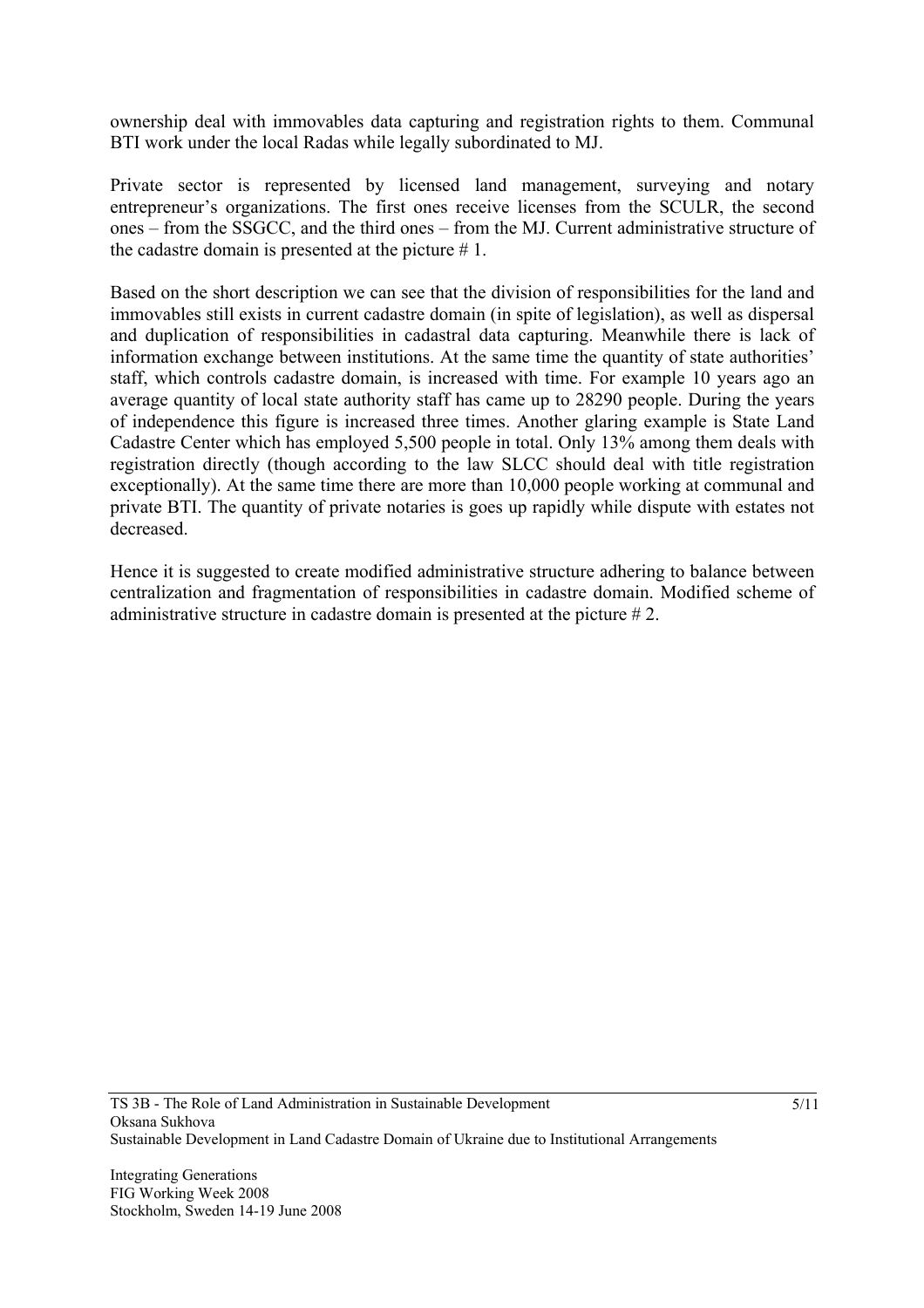ownership deal with immovables data capturing and registration rights to them. Communal BTI work under the local Radas while legally subordinated to MJ.

Private sector is represented by licensed land management, surveying and notary entrepreneur's organizations. The first ones receive licenses from the SCULR, the second ones – from the SSGCC, and the third ones – from the MJ. Current administrative structure of the cadastre domain is presented at the picture # 1.

Based on the short description we can see that the division of responsibilities for the land and immovables still exists in current cadastre domain (in spite of legislation), as well as dispersal and duplication of responsibilities in cadastral data capturing. Meanwhile there is lack of information exchange between institutions. At the same time the quantity of state authorities' staff, which controls cadastre domain, is increased with time. For example 10 years ago an average quantity of local state authority staff has came up to 28290 people. During the years of independence this figure is increased three times. Another glaring example is State Land Cadastre Center which has employed 5,500 people in total. Only 13% among them deals with registration directly (though according to the law SLCC should deal with title registration exceptionally). At the same time there are more than 10,000 people working at communal and private BTI. The quantity of private notaries is goes up rapidly while dispute with estates not decreased.

Hence it is suggested to create modified administrative structure adhering to balance between centralization and fragmentation of responsibilities in cadastre domain. Modified scheme of administrative structure in cadastre domain is presented at the picture # 2.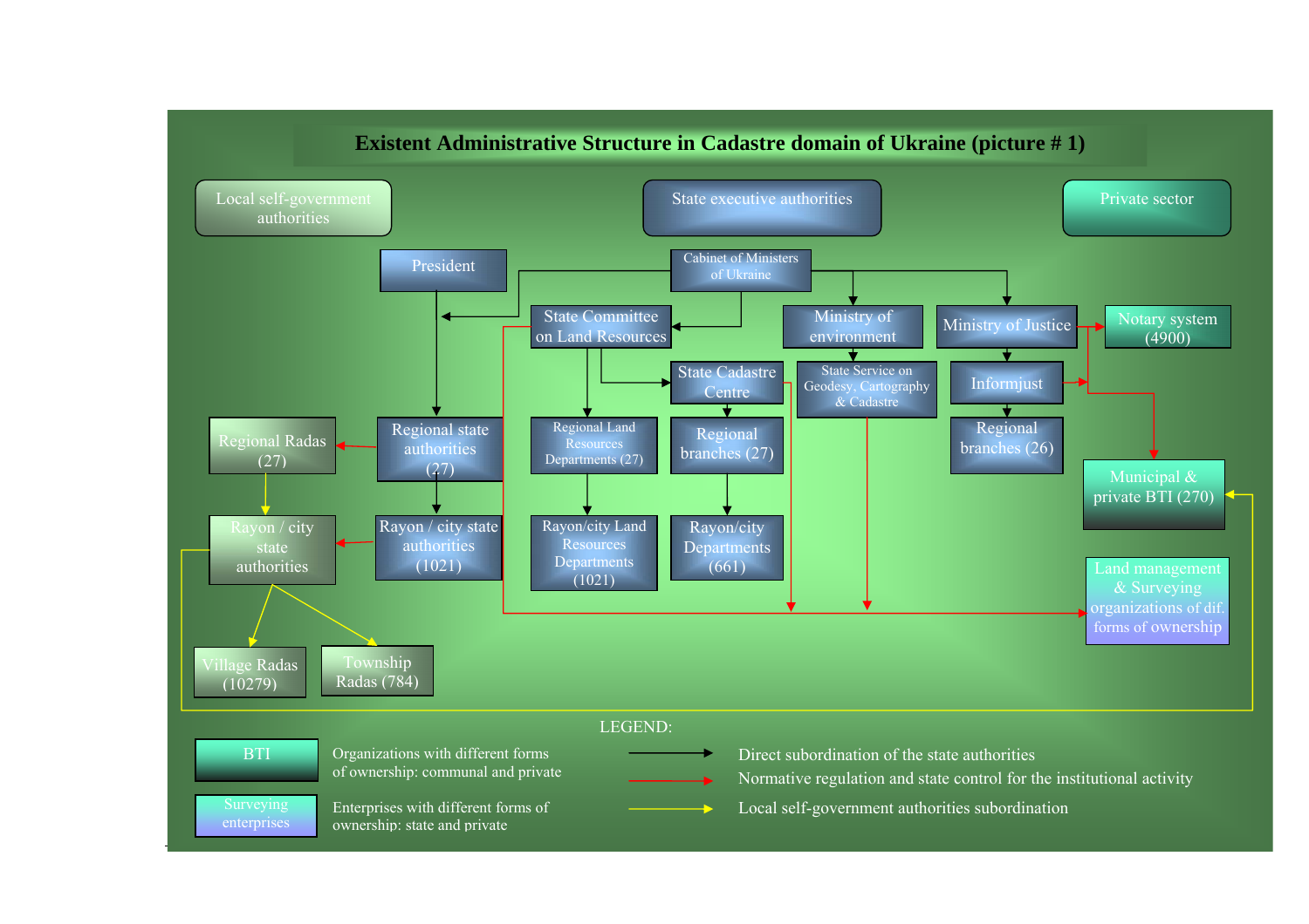# Existent Administrative Structure in Cadastre domain of Ukraine (picture # 1)

Local self-government authorities

State executive authorities

Private sector

President

Cabinet of Ministers of Ukraine

State Committee on Land Resources

Ministry of environment

Ministry of Justice

Notary system (4900)

State Cadastre Centre

State Service on Geodesy, Cartography & Cadastre

Informjust

Regional Radas (27)

Regional state authorities (27)

Regional Land Resources Departments (27)

Regional branches (27)

Regional branches (26)

Municipal & private BTI (270)

Rayon / city state authorities

Rayon / city state authorities (1021)

Rayon/city Land Resources Departments (1021)

Rayon/city Departments (661)

Land management & Surveying organizations of dif. forms of ownership

Village Radas (10279)

Township Radas (784)

LEGEND:

- BTI — Organizations with different forms of ownership: communal and private
- Surveying enterprises — Enterprises with different forms of ownership: state and private
- Black arrow — Direct subordination of the state authorities
- Red arrow — Normative regulation and state control for the institutional activity
- Yellow arrow — Local self-government authorities subordination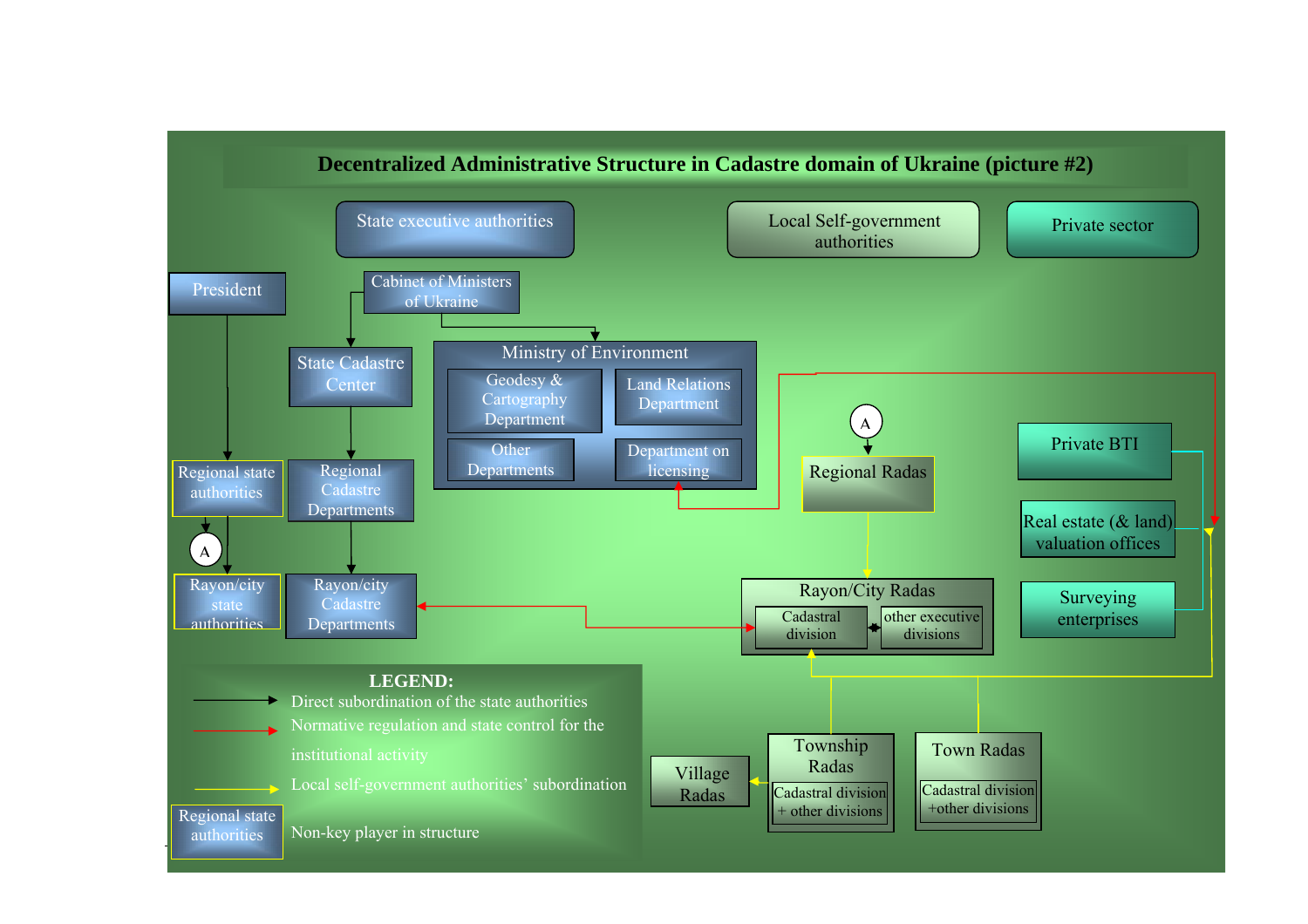# Decentralized Administrative Structure in Cadastre domain of Ukraine (picture #2)

State executive authorities

Local Self-government authorities

Private sector

President

Cabinet of Ministers of Ukraine

State Cadastre Center

Ministry of Environment

Geodesy & Cartography Department

Land Relations Department

Other Departments

Department on licensing

Regional state authorities

Regional Cadastre Departments

A

Rayon/city state authorities

Rayon/city Cadastre Departments

A

Regional Radas

Rayon/City Radas

Cadastral division

other executive divisions

Private BTI

Real estate (& land) valuation offices

Surveying enterprises

Village Radas

Township Radas

Cadastral division + other divisions

Town Radas

Cadastral division +other divisions

**LEGEND:**

- Direct subordination of the state authorities
- Normative regulation and state control for the institutional activity
- Local self-government authorities' subordination

Regional state authorities — Non-key player in structure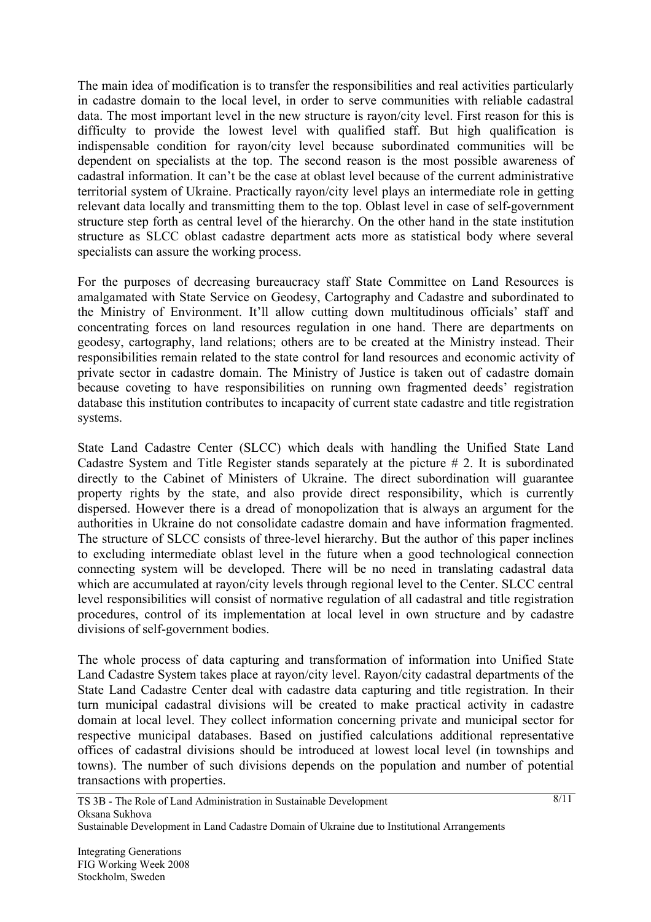The main idea of modification is to transfer the responsibilities and real activities particularly in cadastre domain to the local level, in order to serve communities with reliable cadastral data. The most important level in the new structure is rayon/city level. First reason for this is difficulty to provide the lowest level with qualified staff. But high qualification is indispensable condition for rayon/city level because subordinated communities will be dependent on specialists at the top. The second reason is the most possible awareness of cadastral information. It can't be the case at oblast level because of the current administrative territorial system of Ukraine. Practically rayon/city level plays an intermediate role in getting relevant data locally and transmitting them to the top. Oblast level in case of self-government structure step forth as central level of the hierarchy. On the other hand in the state institution structure as SLCC oblast cadastre department acts more as statistical body where several specialists can assure the working process.

For the purposes of decreasing bureaucracy staff State Committee on Land Resources is amalgamated with State Service on Geodesy, Cartography and Cadastre and subordinated to the Ministry of Environment. It'll allow cutting down multitudinous officials' staff and concentrating forces on land resources regulation in one hand. There are departments on geodesy, cartography, land relations; others are to be created at the Ministry instead. Their responsibilities remain related to the state control for land resources and economic activity of private sector in cadastre domain. The Ministry of Justice is taken out of cadastre domain because coveting to have responsibilities on running own fragmented deeds' registration database this institution contributes to incapacity of current state cadastre and title registration systems.

State Land Cadastre Center (SLCC) which deals with handling the Unified State Land Cadastre System and Title Register stands separately at the picture # 2. It is subordinated directly to the Cabinet of Ministers of Ukraine. The direct subordination will guarantee property rights by the state, and also provide direct responsibility, which is currently dispersed. However there is a dread of monopolization that is always an argument for the authorities in Ukraine do not consolidate cadastre domain and have information fragmented. The structure of SLCC consists of three-level hierarchy. But the author of this paper inclines to excluding intermediate oblast level in the future when a good technological connection connecting system will be developed. There will be no need in translating cadastral data which are accumulated at rayon/city levels through regional level to the Center. SLCC central level responsibilities will consist of normative regulation of all cadastral and title registration procedures, control of its implementation at local level in own structure and by cadastre divisions of self-government bodies.

The whole process of data capturing and transformation of information into Unified State Land Cadastre System takes place at rayon/city level. Rayon/city cadastral departments of the State Land Cadastre Center deal with cadastre data capturing and title registration. In their turn municipal cadastral divisions will be created to make practical activity in cadastre domain at local level. They collect information concerning private and municipal sector for respective municipal databases. Based on justified calculations additional representative offices of cadastral divisions should be introduced at lowest local level (in townships and towns). The number of such divisions depends on the population and number of potential transactions with properties.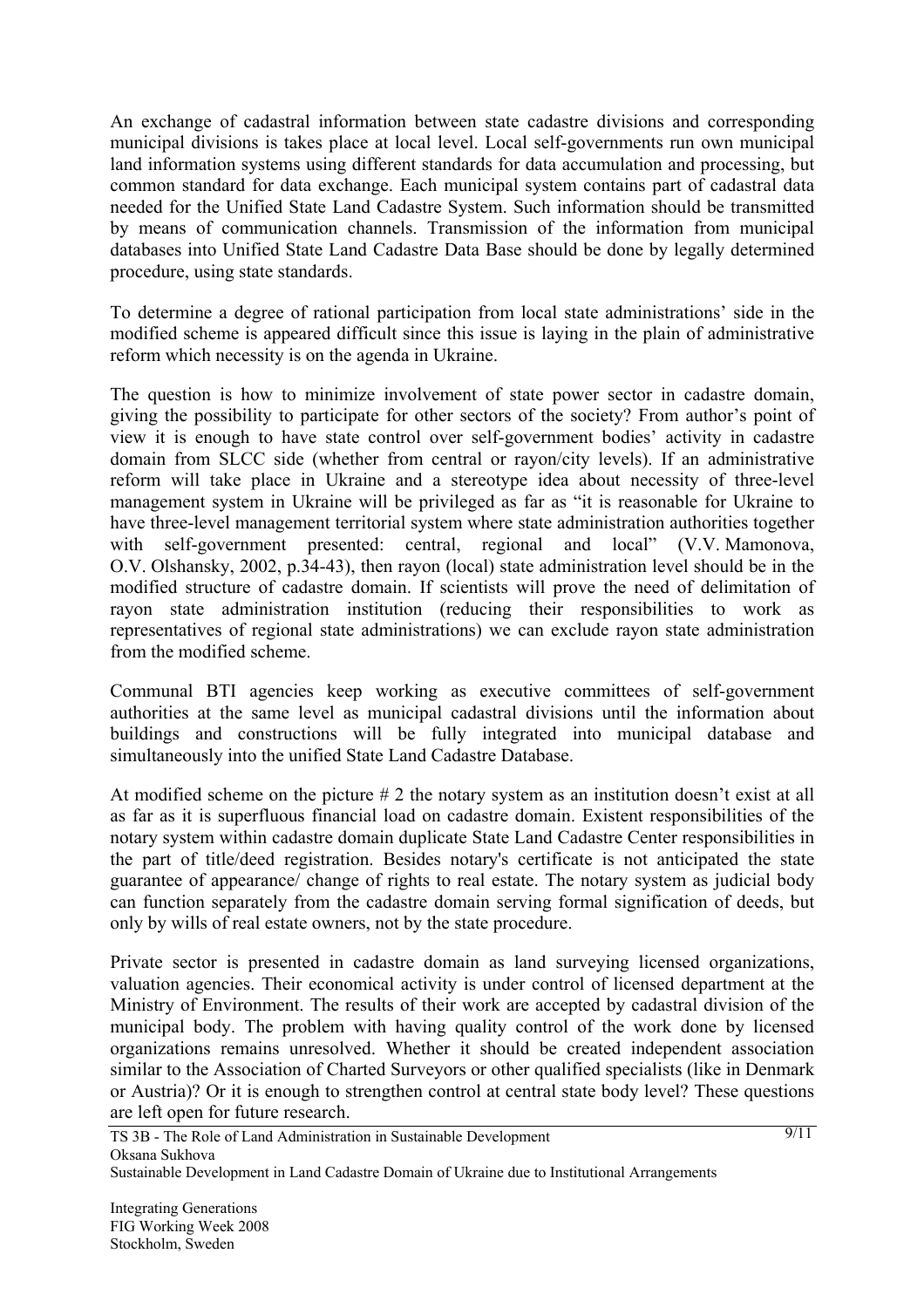An exchange of cadastral information between state cadastre divisions and corresponding municipal divisions is takes place at local level. Local self-governments run own municipal land information systems using different standards for data accumulation and processing, but common standard for data exchange. Each municipal system contains part of cadastral data needed for the Unified State Land Cadastre System. Such information should be transmitted by means of communication channels. Transmission of the information from municipal databases into Unified State Land Cadastre Data Base should be done by legally determined procedure, using state standards.

To determine a degree of rational participation from local state administrations' side in the modified scheme is appeared difficult since this issue is laying in the plain of administrative reform which necessity is on the agenda in Ukraine.

The question is how to minimize involvement of state power sector in cadastre domain, giving the possibility to participate for other sectors of the society? From author's point of view it is enough to have state control over self-government bodies' activity in cadastre domain from SLCC side (whether from central or rayon/city levels). If an administrative reform will take place in Ukraine and a stereotype idea about necessity of three-level management system in Ukraine will be privileged as far as "it is reasonable for Ukraine to have three-level management territorial system where state administration authorities together with self-government presented: central, regional and local" (V.V. Mamonova, O.V. Olshansky, 2002, p.34-43), then rayon (local) state administration level should be in the modified structure of cadastre domain. If scientists will prove the need of delimitation of rayon state administration institution (reducing their responsibilities to work as representatives of regional state administrations) we can exclude rayon state administration from the modified scheme.

Communal BTI agencies keep working as executive committees of self-government authorities at the same level as municipal cadastral divisions until the information about buildings and constructions will be fully integrated into municipal database and simultaneously into the unified State Land Cadastre Database.

At modified scheme on the picture # 2 the notary system as an institution doesn't exist at all as far as it is superfluous financial load on cadastre domain. Existent responsibilities of the notary system within cadastre domain duplicate State Land Cadastre Center responsibilities in the part of title/deed registration. Besides notary's certificate is not anticipated the state guarantee of appearance/ change of rights to real estate. The notary system as judicial body can function separately from the cadastre domain serving formal signification of deeds, but only by wills of real estate owners, not by the state procedure.

Private sector is presented in cadastre domain as land surveying licensed organizations, valuation agencies. Their economical activity is under control of licensed department at the Ministry of Environment. The results of their work are accepted by cadastral division of the municipal body. The problem with having quality control of the work done by licensed organizations remains unresolved. Whether it should be created independent association similar to the Association of Charted Surveyors or other qualified specialists (like in Denmark or Austria)? Or it is enough to strengthen control at central state body level? These questions are left open for future research.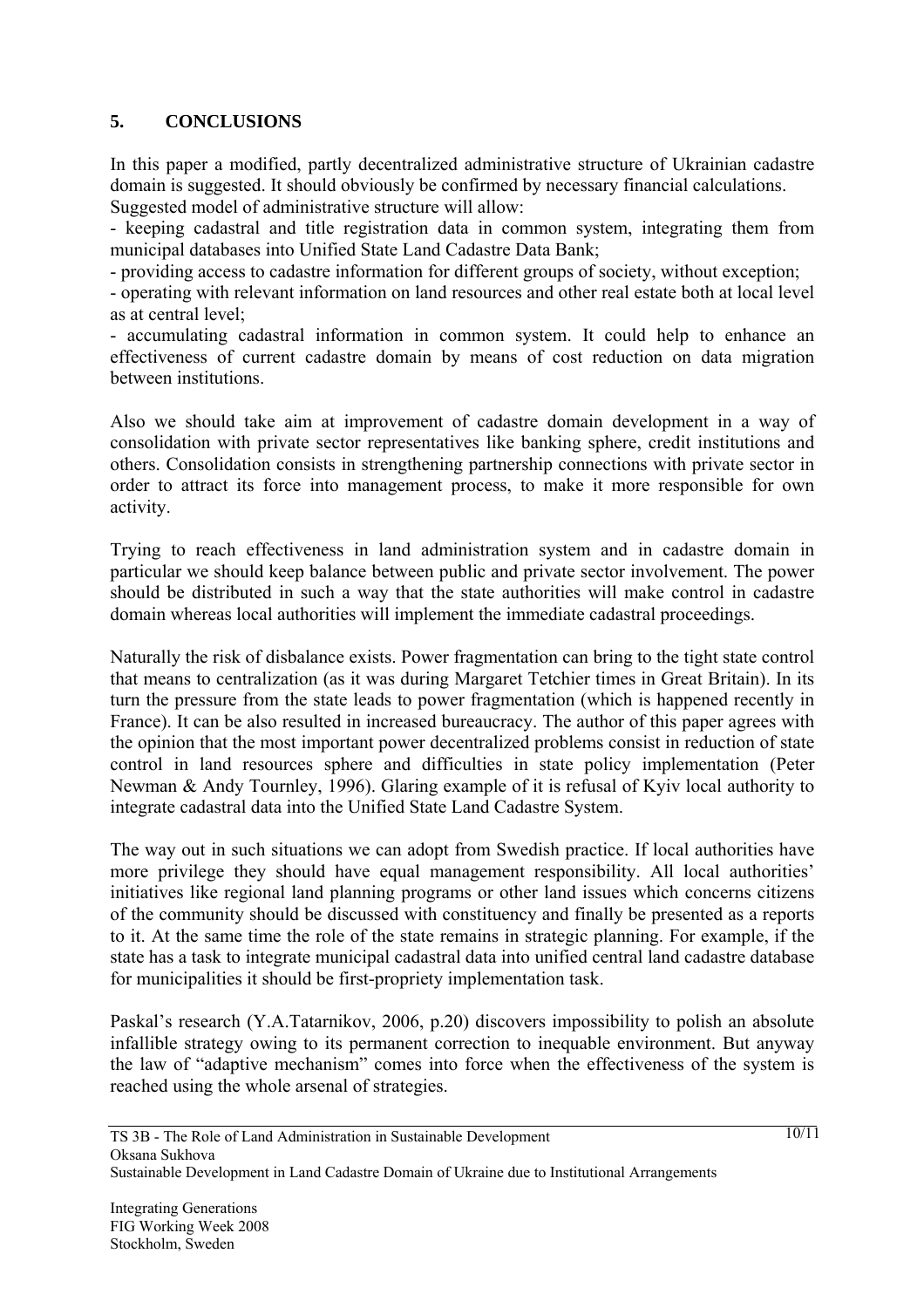## 5. CONCLUSIONS

In this paper a modified, partly decentralized administrative structure of Ukrainian cadastre domain is suggested. It should obviously be confirmed by necessary financial calculations. Suggested model of administrative structure will allow:

- keeping cadastral and title registration data in common system, integrating them from municipal databases into Unified State Land Cadastre Data Bank;
- providing access to cadastre information for different groups of society, without exception;
- operating with relevant information on land resources and other real estate both at local level as at central level;
- accumulating cadastral information in common system. It could help to enhance an effectiveness of current cadastre domain by means of cost reduction on data migration between institutions.

Also we should take aim at improvement of cadastre domain development in a way of consolidation with private sector representatives like banking sphere, credit institutions and others. Consolidation consists in strengthening partnership connections with private sector in order to attract its force into management process, to make it more responsible for own activity.

Trying to reach effectiveness in land administration system and in cadastre domain in particular we should keep balance between public and private sector involvement. The power should be distributed in such a way that the state authorities will make control in cadastre domain whereas local authorities will implement the immediate cadastral proceedings.

Naturally the risk of disbalance exists. Power fragmentation can bring to the tight state control that means to centralization (as it was during Margaret Tetchier times in Great Britain). In its turn the pressure from the state leads to power fragmentation (which is happened recently in France). It can be also resulted in increased bureaucracy. The author of this paper agrees with the opinion that the most important power decentralized problems consist in reduction of state control in land resources sphere and difficulties in state policy implementation (Peter Newman & Andy Tournley, 1996). Glaring example of it is refusal of Kyiv local authority to integrate cadastral data into the Unified State Land Cadastre System.

The way out in such situations we can adopt from Swedish practice. If local authorities have more privilege they should have equal management responsibility. All local authorities' initiatives like regional land planning programs or other land issues which concerns citizens of the community should be discussed with constituency and finally be presented as a reports to it. At the same time the role of the state remains in strategic planning. For example, if the state has a task to integrate municipal cadastral data into unified central land cadastre database for municipalities it should be first-propriety implementation task.

Paskal's research (Y.A.Tatarnikov, 2006, p.20) discovers impossibility to polish an absolute infallible strategy owing to its permanent correction to inequable environment. But anyway the law of "adaptive mechanism" comes into force when the effectiveness of the system is reached using the whole arsenal of strategies.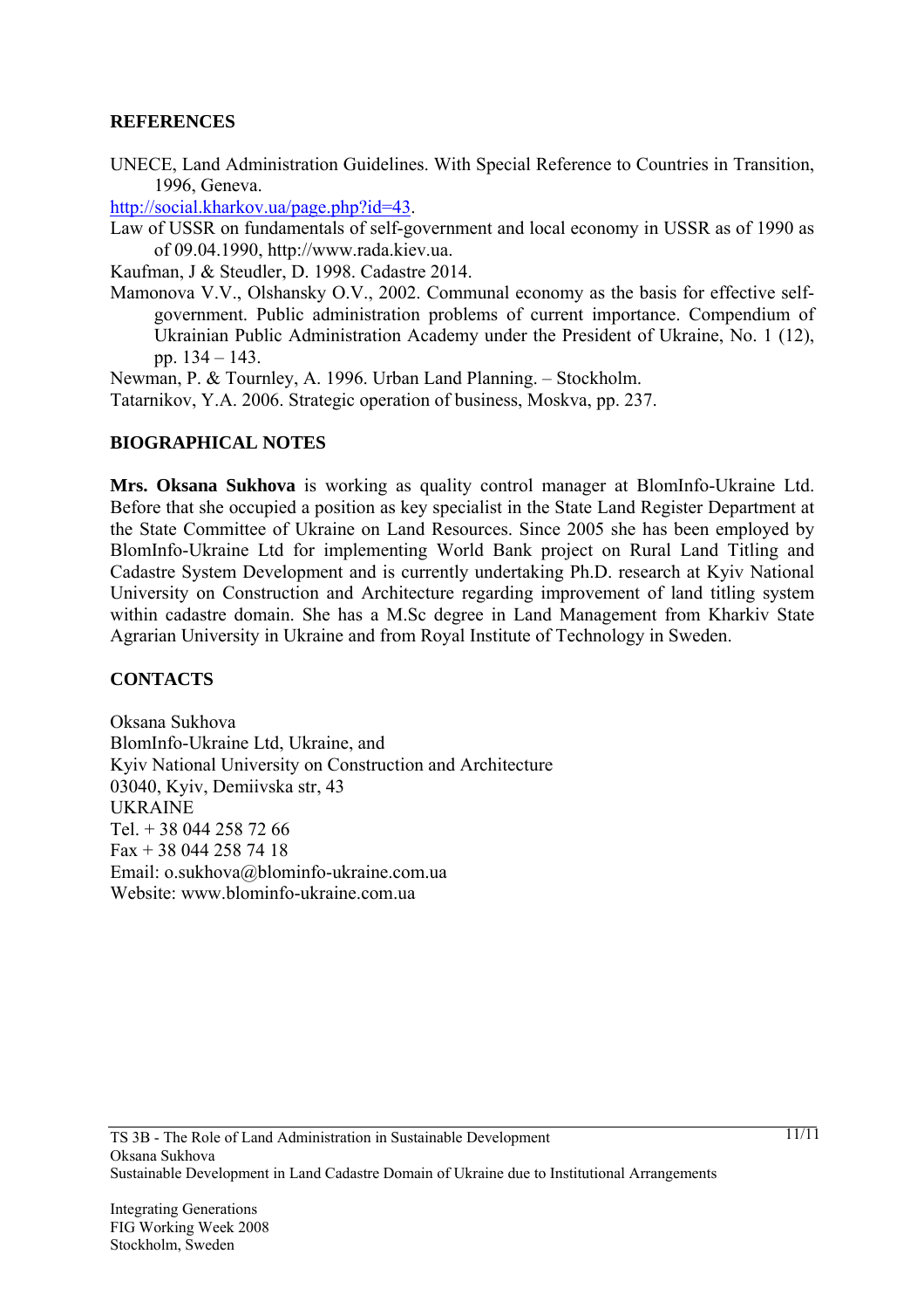## REFERENCES

UNECE, Land Administration Guidelines. With Special Reference to Countries in Transition, 1996, Geneva.

http://social.kharkov.ua/page.php?id=43.

Law of USSR on fundamentals of self-government and local economy in USSR as of 1990 as of 09.04.1990, http://www.rada.kiev.ua.

Kaufman, J & Steudler, D. 1998. Cadastre 2014.

Mamonova V.V., Olshansky O.V., 2002. Communal economy as the basis for effective self-government. Public administration problems of current importance. Compendium of Ukrainian Public Administration Academy under the President of Ukraine, No. 1 (12), pp. 134 – 143.

Newman, P. & Tournley, A. 1996. Urban Land Planning. – Stockholm.

Tatarnikov, Y.A. 2006. Strategic operation of business, Moskva, pp. 237.

## BIOGRAPHICAL NOTES

**Mrs. Oksana Sukhova** is working as quality control manager at BlomInfo-Ukraine Ltd. Before that she occupied a position as key specialist in the State Land Register Department at the State Committee of Ukraine on Land Resources. Since 2005 she has been employed by BlomInfo-Ukraine Ltd for implementing World Bank project on Rural Land Titling and Cadastre System Development and is currently undertaking Ph.D. research at Kyiv National University on Construction and Architecture regarding improvement of land titling system within cadastre domain. She has a M.Sc degree in Land Management from Kharkiv State Agrarian University in Ukraine and from Royal Institute of Technology in Sweden.

## CONTACTS

Oksana Sukhova
BlomInfo-Ukraine Ltd, Ukraine, and
Kyiv National University on Construction and Architecture
03040, Kyiv, Demiivska str, 43
UKRAINE
Tel. + 38 044 258 72 66
Fax + 38 044 258 74 18
Email: o.sukhova@blominfo-ukraine.com.ua
Website: www.blominfo-ukraine.com.ua